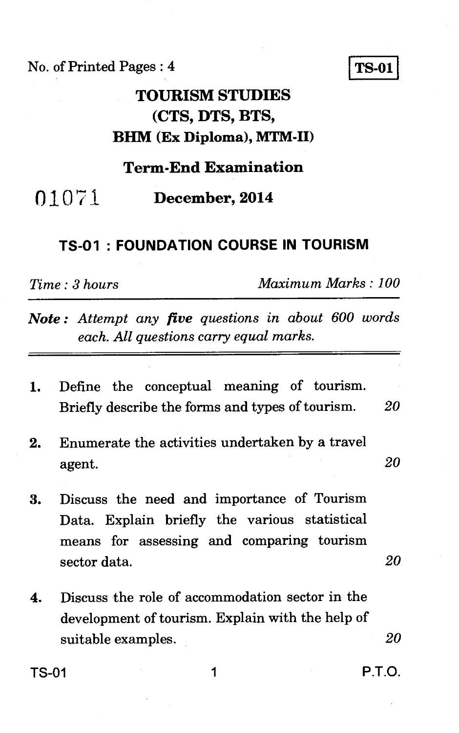No. of Printed Pages : 4

**TS-01**

# TOURISM STUDIES
# (CTS, DTS, BTS, BHM (Ex Diploma), MTM-II)

## Term-End Examination

01071 **December, 2014**

## TS-01 : FOUNDATION COURSE IN TOURISM

*Time : 3 hours* *Maximum Marks : 100*

***Note :*** *Attempt any* ***five*** *questions in about 600 words each. All questions carry equal marks.*

1. Define the conceptual meaning of tourism. Briefly describe the forms and types of tourism. *20*

2. Enumerate the activities undertaken by a travel agent. *20*

3. Discuss the need and importance of Tourism Data. Explain briefly the various statistical means for assessing and comparing tourism sector data. *20*

4. Discuss the role of accommodation sector in the development of tourism. Explain with the help of suitable examples. *20*

P.T.O.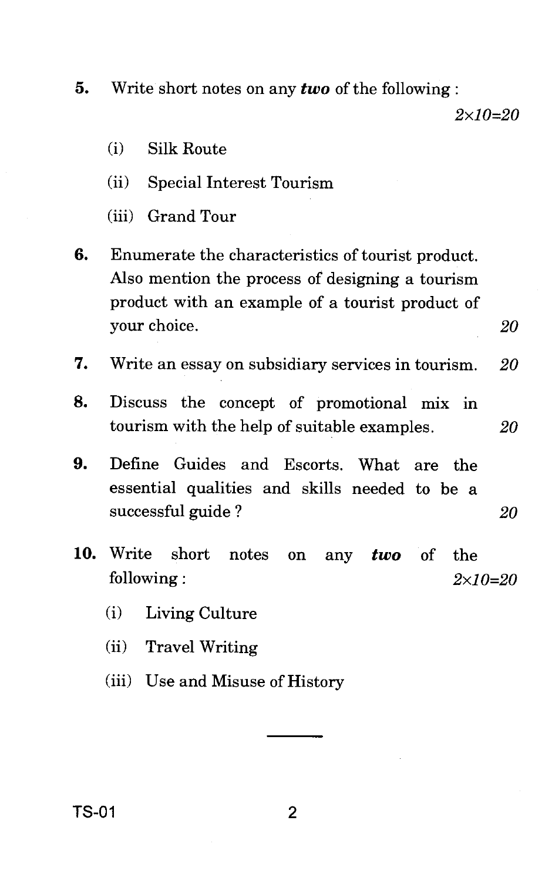5. Write short notes on any ***two*** of the following : *2×10=20*

   (i) Silk Route

   (ii) Special Interest Tourism

   (iii) Grand Tour

6. Enumerate the characteristics of tourist product. Also mention the process of designing a tourism product with an example of a tourist product of your choice. *20*

7. Write an essay on subsidiary services in tourism. *20*

8. Discuss the concept of promotional mix in tourism with the help of suitable examples. *20*

9. Define Guides and Escorts. What are the essential qualities and skills needed to be a successful guide ? *20*

10. Write short notes on any ***two*** of the following : *2×10=20*

    (i) Living Culture

    (ii) Travel Writing

    (iii) Use and Misuse of History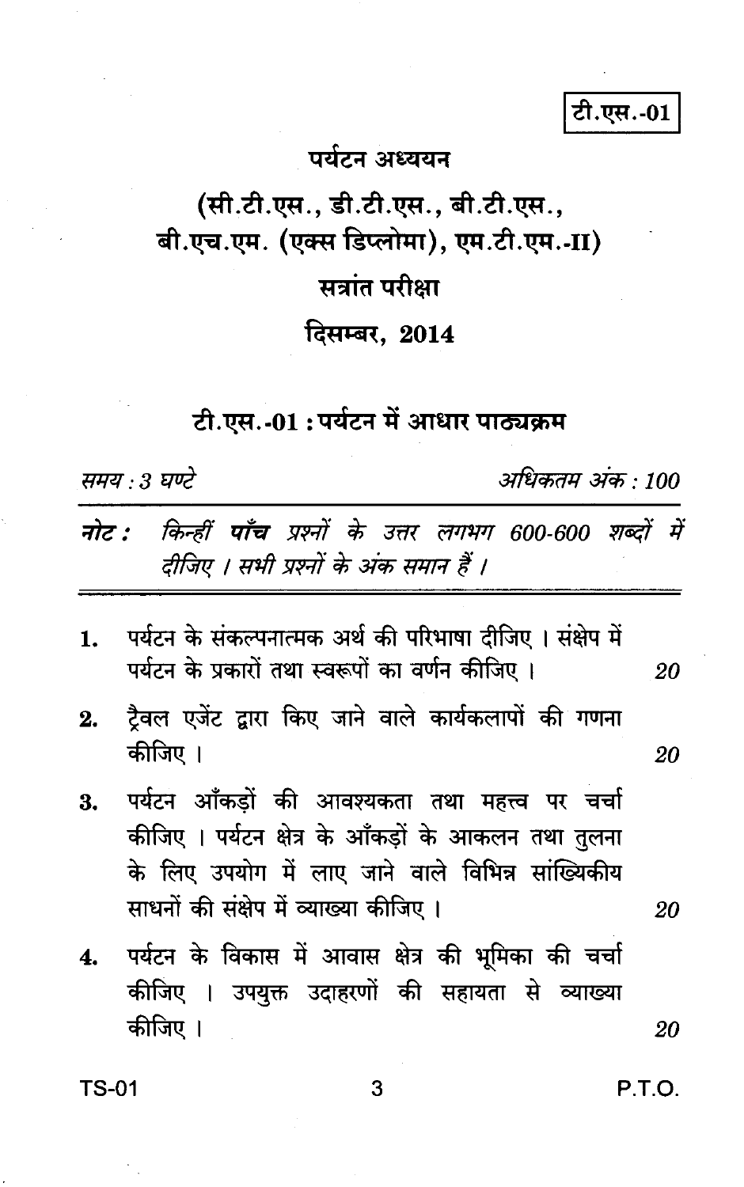टी.एस.-01

# पर्यटन अध्ययन

## (सी.टी.एस., डी.टी.एस., बी.टी.एस., बी.एच.एम. (एक्स डिप्लोमा), एम.टी.एम.-II)

## सत्रांत परीक्षा

## दिसम्बर, 2014

### टी.एस.-01 : पर्यटन में आधार पाठ्यक्रम

*समय : 3 घण्टे* *अधिकतम अंक : 100*

***नोट :*** *किन्हीं* ***पाँच*** *प्रश्नों के उत्तर लगभग 600-600 शब्दों में दीजिए । सभी प्रश्नों के अंक समान हैं ।*

1. पर्यटन के संकल्पनात्मक अर्थ की परिभाषा दीजिए । संक्षेप में पर्यटन के प्रकारों तथा स्वरूपों का वर्णन कीजिए । 20

2. ट्रैवल एजेंट द्वारा किए जाने वाले कार्यकलापों की गणना कीजिए । 20

3. पर्यटन आँकड़ों की आवश्यकता तथा महत्त्व पर चर्चा कीजिए । पर्यटन क्षेत्र के आँकड़ों के आकलन तथा तुलना के लिए उपयोग में लाए जाने वाले विभिन्न सांख्यिकीय साधनों की संक्षेप में व्याख्या कीजिए । 20

4. पर्यटन के विकास में आवास क्षेत्र की भूमिका की चर्चा कीजिए । उपयुक्त उदाहरणों की सहायता से व्याख्या कीजिए । 20

P.T.O.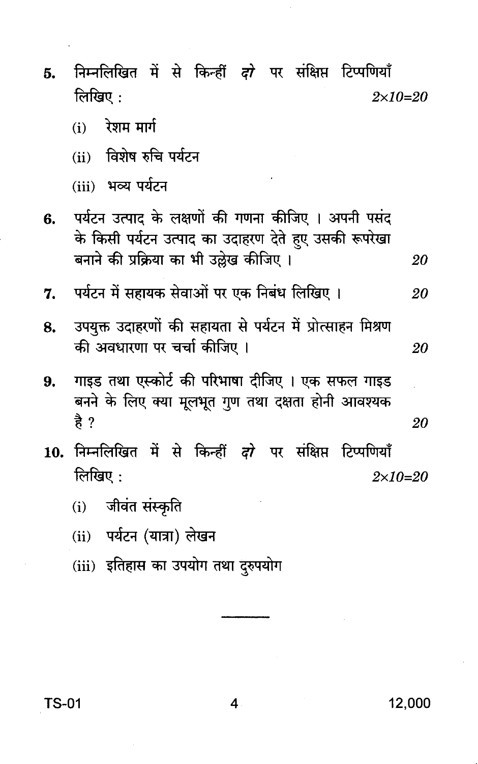5. निम्नलिखित में से किन्हीं ***दो*** पर संक्षिप्त टिप्पणियाँ लिखिए : *2×10=20*

   (i) रेशम मार्ग

   (ii) विशेष रुचि पर्यटन

   (iii) भव्य पर्यटन

6. पर्यटन उत्पाद के लक्षणों की गणना कीजिए । अपनी पसंद के किसी पर्यटन उत्पाद का उदाहरण देते हुए उसकी रूपरेखा बनाने की प्रक्रिया का भी उल्लेख कीजिए । *20*

7. पर्यटन में सहायक सेवाओं पर एक निबंध लिखिए । *20*

8. उपयुक्त उदाहरणों की सहायता से पर्यटन में प्रोत्साहन मिश्रण की अवधारणा पर चर्चा कीजिए । *20*

9. गाइड तथा एस्कोर्ट की परिभाषा दीजिए । एक सफल गाइड बनने के लिए क्या मूलभूत गुण तथा दक्षता होनी आवश्यक है ? *20*

10. निम्नलिखित में से किन्हीं ***दो*** पर संक्षिप्त टिप्पणियाँ लिखिए : *2×10=20*

    (i) जीवंत संस्कृति

    (ii) पर्यटन (यात्रा) लेखन

    (iii) इतिहास का उपयोग तथा दुरुपयोग

TS-01 12,000